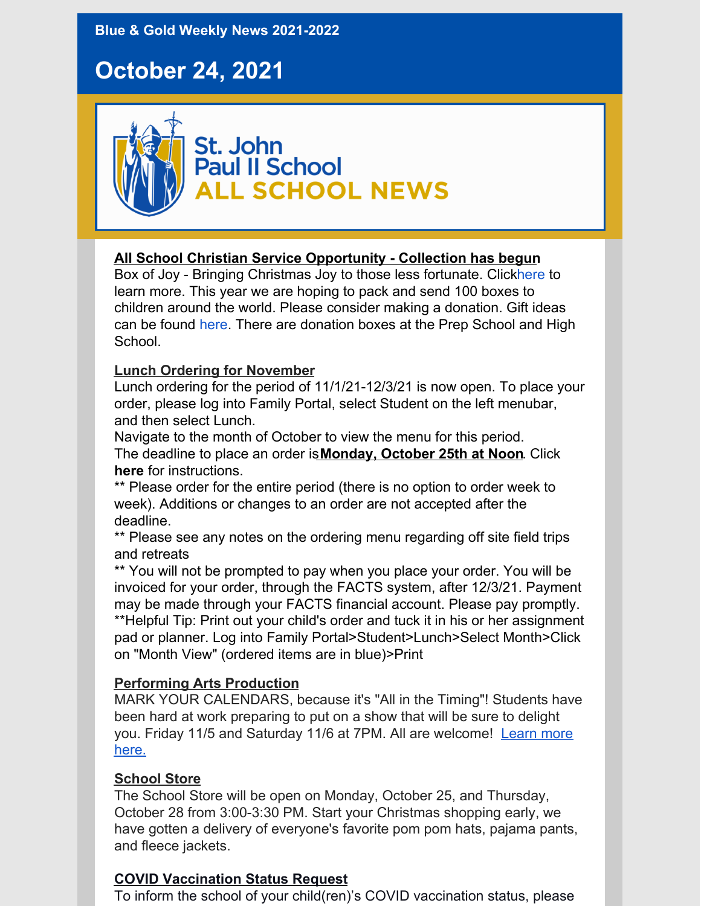Blue & Gold Weekly News 2021-2022

# October 24, 2021

St. John Paul II School
ALL SCHOOL NEWS

**All School Christian Service Opportunity - Collection has begun**
Box of Joy - Bringing Christmas Joy to those less fortunate. Clickhere to learn more. This year we are hoping to pack and send 100 boxes to children around the world. Please consider making a donation. Gift ideas can be found here. There are donation boxes at the Prep School and High School.

**Lunch Ordering for November**
Lunch ordering for the period of 11/1/21-12/3/21 is now open. To place your order, please log into Family Portal, select Student on the left menubar, and then select Lunch.
Navigate to the month of October to view the menu for this period.
The deadline to place an order is **Monday, October 25th at Noon**. Click **here** for instructions.
** Please order for the entire period (there is no option to order week to week). Additions or changes to an order are not accepted after the deadline.
** Please see any notes on the ordering menu regarding off site field trips and retreats
** You will not be prompted to pay when you place your order. You will be invoiced for your order, through the FACTS system, after 12/3/21. Payment may be made through your FACTS financial account. Please pay promptly.
**Helpful Tip: Print out your child's order and tuck it in his or her assignment pad or planner. Log into Family Portal>Student>Lunch>Select Month>Click on "Month View" (ordered items are in blue)>Print

**Performing Arts Production**
MARK YOUR CALENDARS, because it's "All in the Timing"! Students have been hard at work preparing to put on a show that will be sure to delight you. Friday 11/5 and Saturday 11/6 at 7PM. All are welcome! Learn more here.

**School Store**
The School Store will be open on Monday, October 25, and Thursday, October 28 from 3:00-3:30 PM. Start your Christmas shopping early, we have gotten a delivery of everyone's favorite pom pom hats, pajama pants, and fleece jackets.

**COVID Vaccination Status Request**
To inform the school of your child(ren)'s COVID vaccination status, please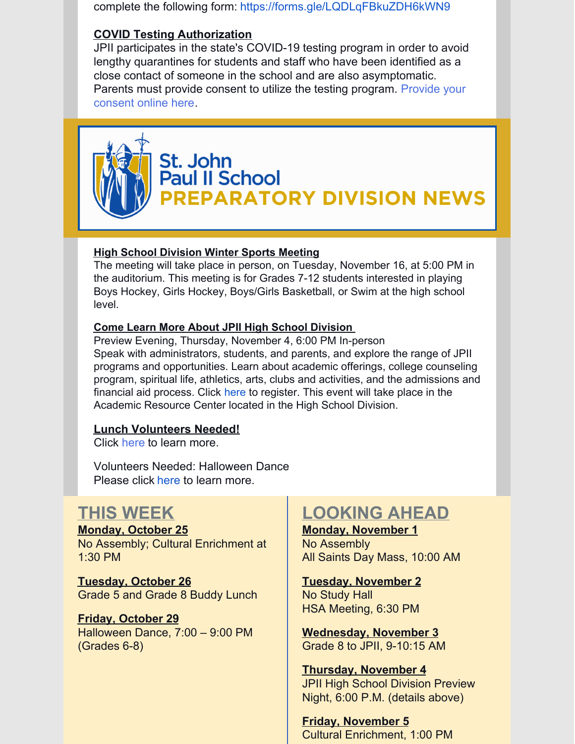complete the following form: https://forms.gle/LQDLqFBkuZDH6kWN9

**COVID Testing Authorization**

JPII participates in the state's COVID-19 testing program in order to avoid lengthy quarantines for students and staff who have been identified as a close contact of someone in the school and are also asymptomatic. Parents must provide consent to utilize the testing program. Provide your consent online here.

# St. John Paul II School PREPARATORY DIVISION NEWS

**High School Division Winter Sports Meeting**

The meeting will take place in person, on Tuesday, November 16, at 5:00 PM in the auditorium. This meeting is for Grades 7-12 students interested in playing Boys Hockey, Girls Hockey, Boys/Girls Basketball, or Swim at the high school level.

**Come Learn More About JPII High School Division**

Preview Evening, Thursday, November 4, 6:00 PM In-person

Speak with administrators, students, and parents, and explore the range of JPII programs and opportunities. Learn about academic offerings, college counseling program, spiritual life, athletics, arts, clubs and activities, and the admissions and financial aid process. Click here to register. This event will take place in the Academic Resource Center located in the High School Division.

**Lunch Volunteers Needed!**

Click here to learn more.

Volunteers Needed: Halloween Dance

Please click here to learn more.

## THIS WEEK

**Monday, October 25**

No Assembly; Cultural Enrichment at 1:30 PM

**Tuesday, October 26**

Grade 5 and Grade 8 Buddy Lunch

**Friday, October 29**

Halloween Dance, 7:00 – 9:00 PM (Grades 6-8)

## LOOKING AHEAD

**Monday, November 1**

No Assembly

All Saints Day Mass, 10:00 AM

**Tuesday, November 2**

No Study Hall

HSA Meeting, 6:30 PM

**Wednesday, November 3**

Grade 8 to JPII, 9-10:15 AM

**Thursday, November 4**

JPII High School Division Preview Night, 6:00 P.M. (details above)

**Friday, November 5**

Cultural Enrichment, 1:00 PM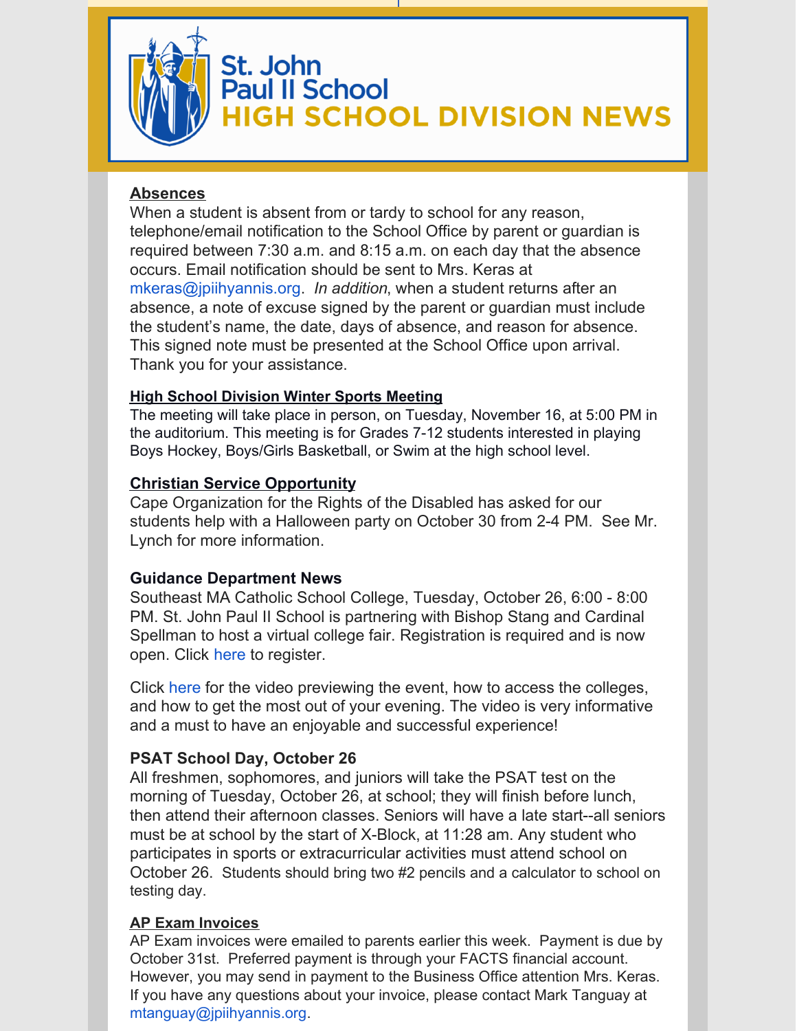# St. John Paul II School
## HIGH SCHOOL DIVISION NEWS

**Absences**

When a student is absent from or tardy to school for any reason, telephone/email notification to the School Office by parent or guardian is required between 7:30 a.m. and 8:15 a.m. on each day that the absence occurs. Email notification should be sent to Mrs. Keras at mkeras@jpiihyannis.org. *In addition*, when a student returns after an absence, a note of excuse signed by the parent or guardian must include the student's name, the date, days of absence, and reason for absence. This signed note must be presented at the School Office upon arrival. Thank you for your assistance.

**High School Division Winter Sports Meeting**

The meeting will take place in person, on Tuesday, November 16, at 5:00 PM in the auditorium. This meeting is for Grades 7-12 students interested in playing Boys Hockey, Boys/Girls Basketball, or Swim at the high school level.

**Christian Service Opportunity**

Cape Organization for the Rights of the Disabled has asked for our students help with a Halloween party on October 30 from 2-4 PM. See Mr. Lynch for more information.

**Guidance Department News**

Southeast MA Catholic School College, Tuesday, October 26, 6:00 - 8:00 PM. St. John Paul II School is partnering with Bishop Stang and Cardinal Spellman to host a virtual college fair. Registration is required and is now open. Click here to register.

Click here for the video previewing the event, how to access the colleges, and how to get the most out of your evening. The video is very informative and a must to have an enjoyable and successful experience!

**PSAT School Day, October 26**

All freshmen, sophomores, and juniors will take the PSAT test on the morning of Tuesday, October 26, at school; they will finish before lunch, then attend their afternoon classes. Seniors will have a late start--all seniors must be at school by the start of X-Block, at 11:28 am. Any student who participates in sports or extracurricular activities must attend school on October 26. Students should bring two #2 pencils and a calculator to school on testing day.

**AP Exam Invoices**

AP Exam invoices were emailed to parents earlier this week. Payment is due by October 31st. Preferred payment is through your FACTS financial account. However, you may send in payment to the Business Office attention Mrs. Keras. If you have any questions about your invoice, please contact Mark Tanguay at mtanguay@jpiihyannis.org.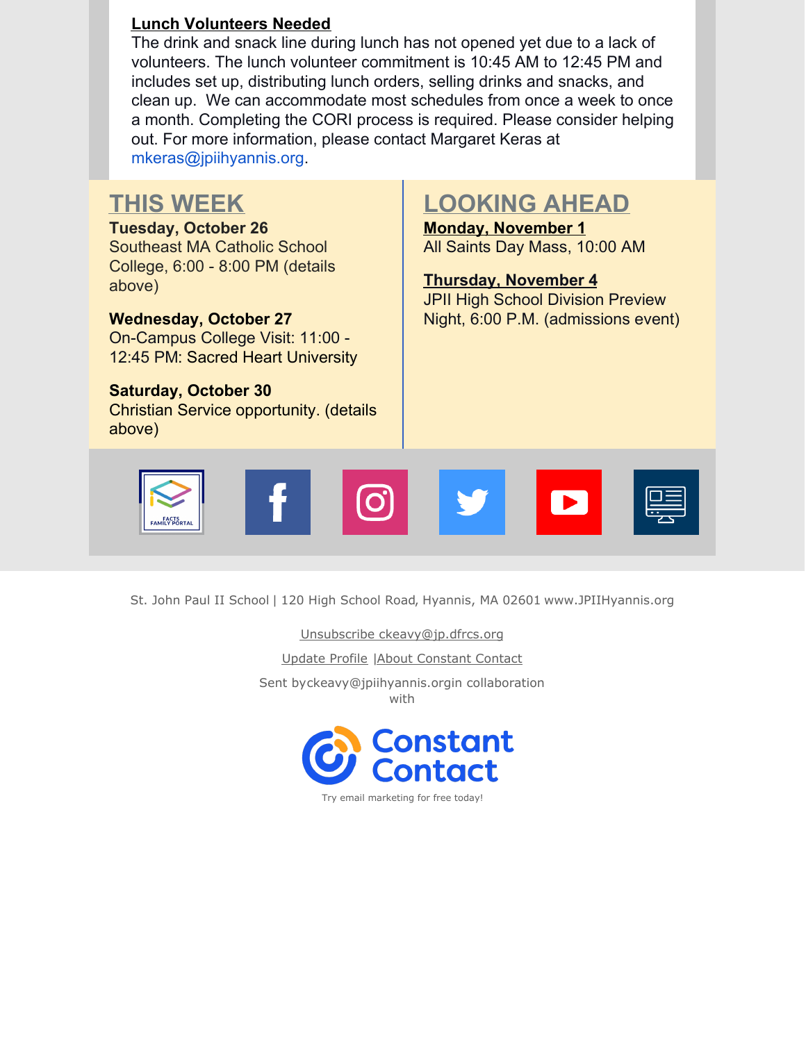**Lunch Volunteers Needed**

The drink and snack line during lunch has not opened yet due to a lack of volunteers. The lunch volunteer commitment is 10:45 AM to 12:45 PM and includes set up, distributing lunch orders, selling drinks and snacks, and clean up. We can accommodate most schedules from once a week to once a month. Completing the CORI process is required. Please consider helping out. For more information, please contact Margaret Keras at mkeras@jpiihyannis.org.

## THIS WEEK

**Tuesday, October 26**
Southeast MA Catholic School College, 6:00 - 8:00 PM (details above)

**Wednesday, October 27**
On-Campus College Visit: 11:00 - 12:45 PM: Sacred Heart University

**Saturday, October 30**
Christian Service opportunity. (details above)

## LOOKING AHEAD

**Monday, November 1**
All Saints Day Mass, 10:00 AM

**Thursday, November 4**
JPII High School Division Preview Night, 6:00 P.M. (admissions event)

FACTS FAMILY PORTAL

St. John Paul II School | 120 High School Road, Hyannis, MA 02601 www.JPIIHyannis.org

Unsubscribe ckeavy@jp.dfrcs.org

Update Profile |About Constant Contact

Sent byckeavy@jpiihyannis.orgin collaboration with

Constant Contact

Try email marketing for free today!